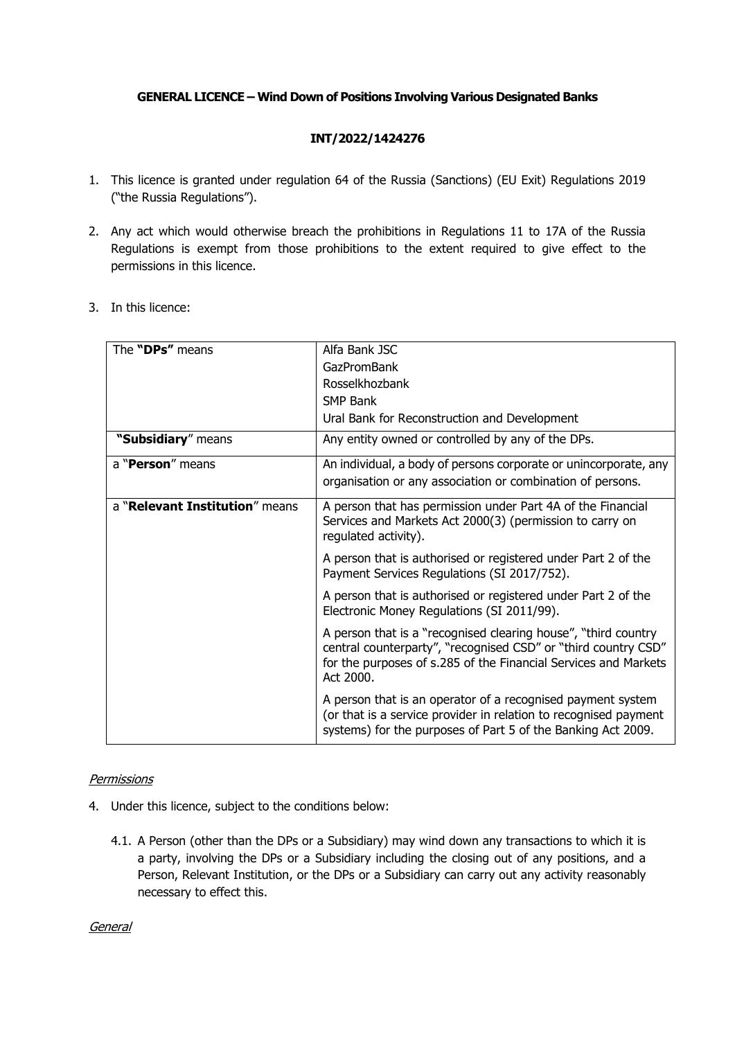**GENERAL LICENCE – Wind Down of Positions Involving Various Designated Banks**

**INT/2022/1424276**

1. This licence is granted under regulation 64 of the Russia (Sanctions) (EU Exit) Regulations 2019 ("the Russia Regulations").

2. Any act which would otherwise breach the prohibitions in Regulations 11 to 17A of the Russia Regulations is exempt from those prohibitions to the extent required to give effect to the permissions in this licence.

3. In this licence:

| | |
|---|---|
| The **"DPs"** means | Alfa Bank JSC<br>GazPromBank<br>Rosselkhozbank<br>SMP Bank<br>Ural Bank for Reconstruction and Development |
| **"Subsidiary"** means | Any entity owned or controlled by any of the DPs. |
| a "**Person**" means | An individual, a body of persons corporate or unincorporate, any organisation or any association or combination of persons. |
| a "**Relevant Institution**" means | A person that has permission under Part 4A of the Financial Services and Markets Act 2000(3) (permission to carry on regulated activity).<br><br>A person that is authorised or registered under Part 2 of the Payment Services Regulations (SI 2017/752).<br><br>A person that is authorised or registered under Part 2 of the Electronic Money Regulations (SI 2011/99).<br><br>A person that is a "recognised clearing house", "third country central counterparty", "recognised CSD" or "third country CSD" for the purposes of s.285 of the Financial Services and Markets Act 2000.<br><br>A person that is an operator of a recognised payment system (or that is a service provider in relation to recognised payment systems) for the purposes of Part 5 of the Banking Act 2009. |

*Permissions*

4. Under this licence, subject to the conditions below:

   4.1. A Person (other than the DPs or a Subsidiary) may wind down any transactions to which it is a party, involving the DPs or a Subsidiary including the closing out of any positions, and a Person, Relevant Institution, or the DPs or a Subsidiary can carry out any activity reasonably necessary to effect this.

*General*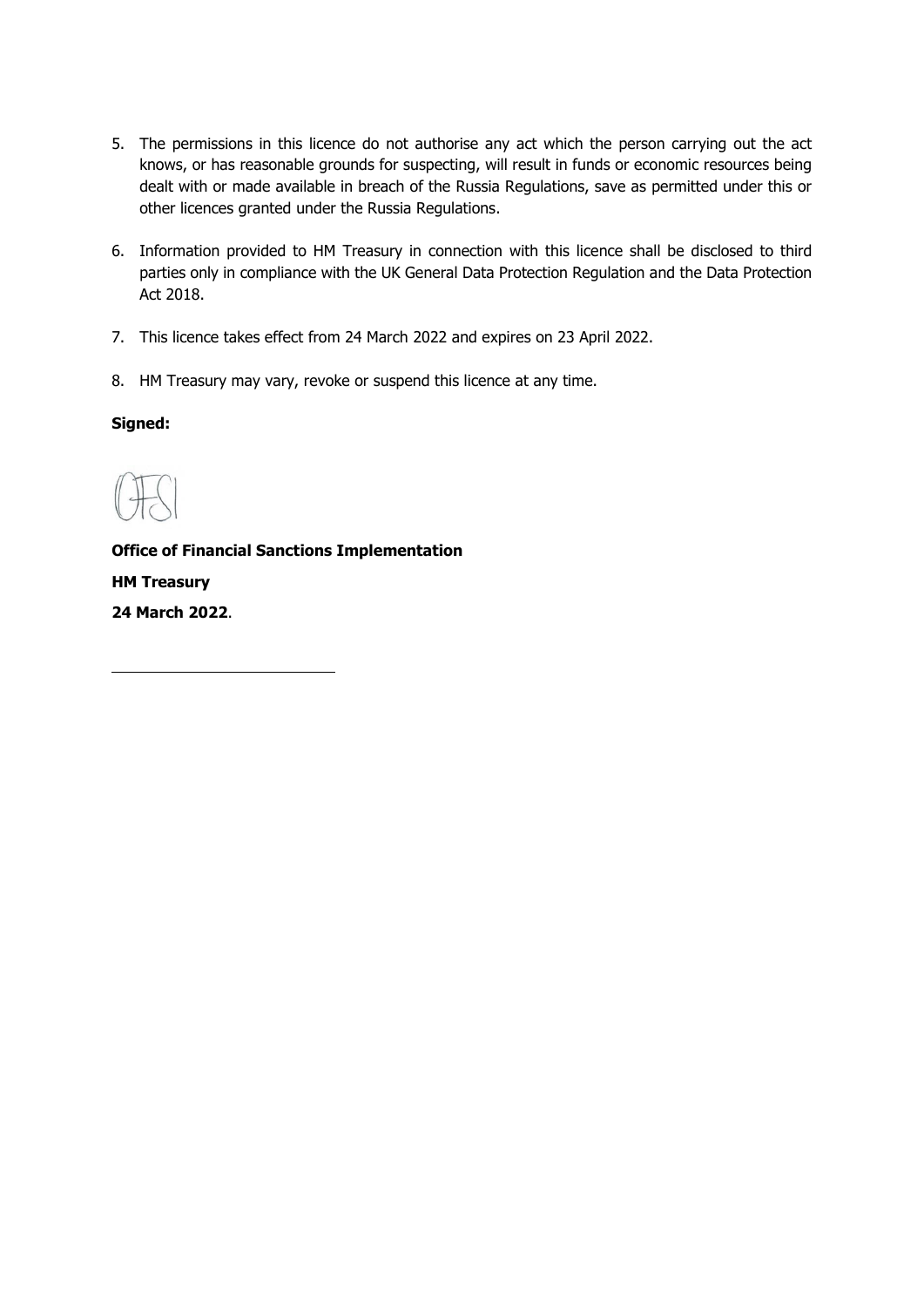5. The permissions in this licence do not authorise any act which the person carrying out the act knows, or has reasonable grounds for suspecting, will result in funds or economic resources being dealt with or made available in breach of the Russia Regulations, save as permitted under this or other licences granted under the Russia Regulations.

6. Information provided to HM Treasury in connection with this licence shall be disclosed to third parties only in compliance with the UK General Data Protection Regulation and the Data Protection Act 2018.

7. This licence takes effect from 24 March 2022 and expires on 23 April 2022.

8. HM Treasury may vary, revoke or suspend this licence at any time.

**Signed:**

OFSI

**Office of Financial Sanctions Implementation**

**HM Treasury**

**24 March 2022**.